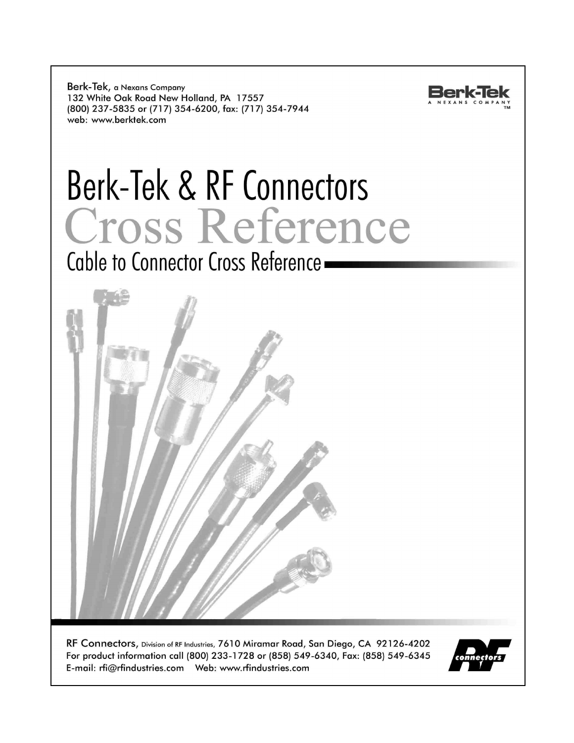Berk-Tek, a Nexans Company
132 White Oak Road New Holland, PA 17557
(800) 237-5835 or (717) 354-6200, fax: (717) 354-7944
web: www.berktek.com

Berk-Tek
A NEXANS COMPANY
TM

# Berk-Tek & RF Connectors

# Cross Reference

## Cable to Connector Cross Reference

RF Connectors, Division of RF Industries, 7610 Miramar Road, San Diego, CA 92126-4202
For product information call (800) 233-1728 or (858) 549-6340, Fax: (858) 549-6345
E-mail: rfi@rfindustries.com Web: www.rfindustries.com

RF connectors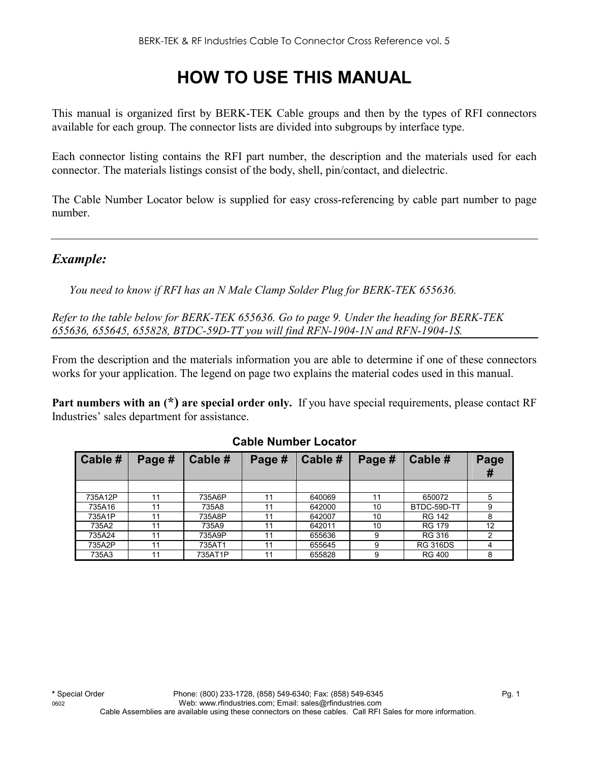# HOW TO USE THIS MANUAL

This manual is organized first by BERK-TEK Cable groups and then by the types of RFI connectors available for each group. The connector lists are divided into subgroups by interface type.

Each connector listing contains the RFI part number, the description and the materials used for each connector. The materials listings consist of the body, shell, pin/contact, and dielectric.

The Cable Number Locator below is supplied for easy cross-referencing by cable part number to page number.

---

## *Example:*

*You need to know if RFI has an N Male Clamp Solder Plug for BERK-TEK 655636.*

*Refer to the table below for BERK-TEK 655636. Go to page 9. Under the heading for BERK-TEK 655636, 655645, 655828, BTDC-59D-TT you will find RFN-1904-1N and RFN-1904-1S.*

---

From the description and the materials information you are able to determine if one of these connectors works for your application. The legend on page two explains the material codes used in this manual.

**Part numbers with an (*) are special order only.** If you have special requirements, please contact RF Industries' sales department for assistance.

**Cable Number Locator**

| Cable # | Page # | Cable # | Page # | Cable # | Page # | Cable # | Page # |
|---|---|---|---|---|---|---|---|
| | | | | | | | |
| 735A12P | 11 | 735A6P | 11 | 640069 | 11 | 650072 | 5 |
| 735A16 | 11 | 735A8 | 11 | 642000 | 10 | BTDC-59D-TT | 9 |
| 735A1P | 11 | 735A8P | 11 | 642007 | 10 | RG 142 | 8 |
| 735A2 | 11 | 735A9 | 11 | 642011 | 10 | RG 179 | 12 |
| 735A24 | 11 | 735A9P | 11 | 655636 | 9 | RG 316 | 2 |
| 735A2P | 11 | 735AT1 | 11 | 655645 | 9 | RG 316DS | 4 |
| 735A3 | 11 | 735AT1P | 11 | 655828 | 9 | RG 400 | 8 |

**\*** Special Order

Phone: (800) 233-1728, (858) 549-6340; Fax: (858) 549-6345

Web: www.rfindustries.com; Email: sales@rfindustries.com

Cable Assemblies are available using these connectors on these cables. Call RFI Sales for more information.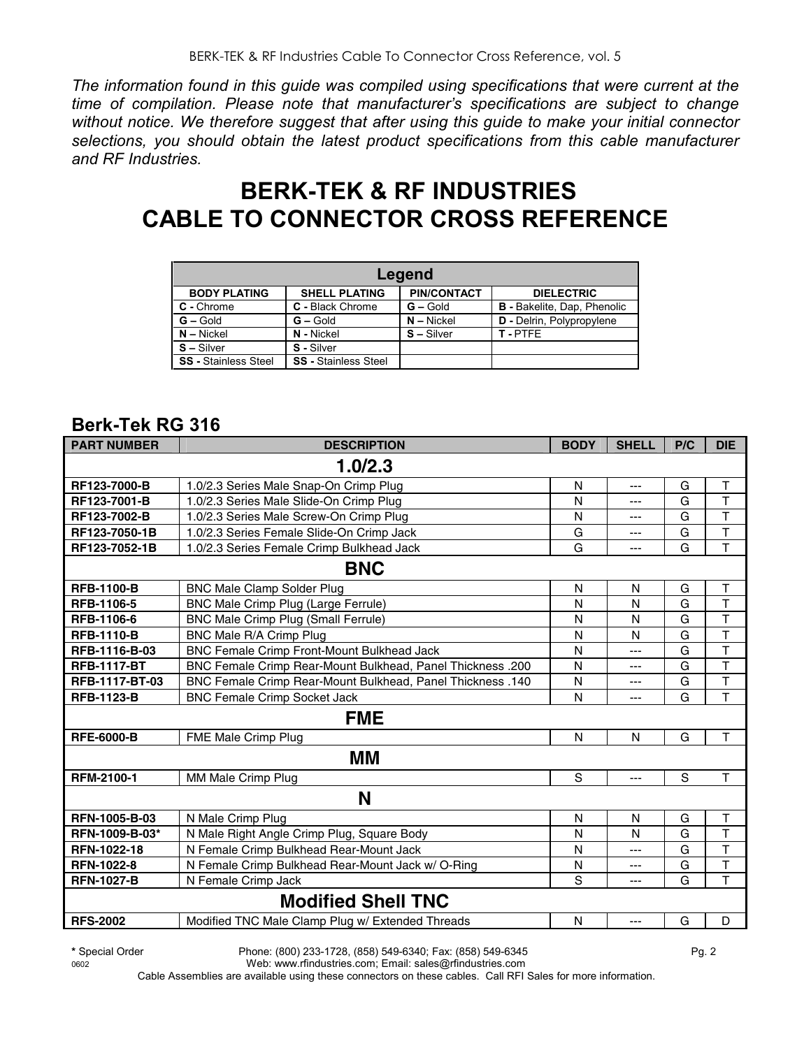*The information found in this guide was compiled using specifications that were current at the time of compilation. Please note that manufacturer's specifications are subject to change without notice. We therefore suggest that after using this guide to make your initial connector selections, you should obtain the latest product specifications from this cable manufacturer and RF Industries.*

# BERK-TEK & RF INDUSTRIES CABLE TO CONNECTOR CROSS REFERENCE

| Legend | | | |
|---|---|---|---|
| **BODY PLATING** | **SHELL PLATING** | **PIN/CONTACT** | **DIELECTRIC** |
| **C -** Chrome | **C -** Black Chrome | **G –** Gold | **B -** Bakelite, Dap, Phenolic |
| **G –** Gold | **G –** Gold | **N –** Nickel | **D -** Delrin, Polypropylene |
| **N –** Nickel | **N -** Nickel | **S –** Silver | **T -** PTFE |
| **S –** Silver | **S -** Silver | | |
| **SS -** Stainless Steel | **SS -** Stainless Steel | | |

## Berk-Tek RG 316

| PART NUMBER | DESCRIPTION | BODY | SHELL | P/C | DIE |
|---|---|---|---|---|---|
| | **1.0/2.3** | | | | |
| **RF123-7000-B** | 1.0/2.3 Series Male Snap-On Crimp Plug | N | --- | G | T |
| **RF123-7001-B** | 1.0/2.3 Series Male Slide-On Crimp Plug | N | --- | G | T |
| **RF123-7002-B** | 1.0/2.3 Series Male Screw-On Crimp Plug | N | --- | G | T |
| **RF123-7050-1B** | 1.0/2.3 Series Female Slide-On Crimp Jack | G | --- | G | T |
| **RF123-7052-1B** | 1.0/2.3 Series Female Crimp Bulkhead Jack | G | --- | G | T |
| | **BNC** | | | | |
| **RFB-1100-B** | BNC Male Clamp Solder Plug | N | N | G | T |
| **RFB-1106-5** | BNC Male Crimp Plug (Large Ferrule) | N | N | G | T |
| **RFB-1106-6** | BNC Male Crimp Plug (Small Ferrule) | N | N | G | T |
| **RFB-1110-B** | BNC Male R/A Crimp Plug | N | N | G | T |
| **RFB-1116-B-03** | BNC Female Crimp Front-Mount Bulkhead Jack | N | --- | G | T |
| **RFB-1117-BT** | BNC Female Crimp Rear-Mount Bulkhead, Panel Thickness .200 | N | --- | G | T |
| **RFB-1117-BT-03** | BNC Female Crimp Rear-Mount Bulkhead, Panel Thickness .140 | N | --- | G | T |
| **RFB-1123-B** | BNC Female Crimp Socket Jack | N | --- | G | T |
| | **FME** | | | | |
| **RFE-6000-B** | FME Male Crimp Plug | N | N | G | T |
| | **MM** | | | | |
| **RFM-2100-1** | MM Male Crimp Plug | S | --- | S | T |
| | **N** | | | | |
| **RFN-1005-B-03** | N Male Crimp Plug | N | N | G | T |
| **RFN-1009-B-03*** | N Male Right Angle Crimp Plug, Square Body | N | N | G | T |
| **RFN-1022-18** | N Female Crimp Bulkhead Rear-Mount Jack | N | --- | G | T |
| **RFN-1022-8** | N Female Crimp Bulkhead Rear-Mount Jack w/ O-Ring | N | --- | G | T |
| **RFN-1027-B** | N Female Crimp Jack | S | --- | G | T |
| | **Modified Shell TNC** | | | | |
| **RFS-2002** | Modified TNC Male Clamp Plug w/ Extended Threads | N | --- | G | D |

**\*** Special Order

Phone: (800) 233-1728, (858) 549-6340; Fax: (858) 549-6345
Web: www.rfindustries.com; Email: sales@rfindustries.com

Cable Assemblies are available using these connectors on these cables. Call RFI Sales for more information.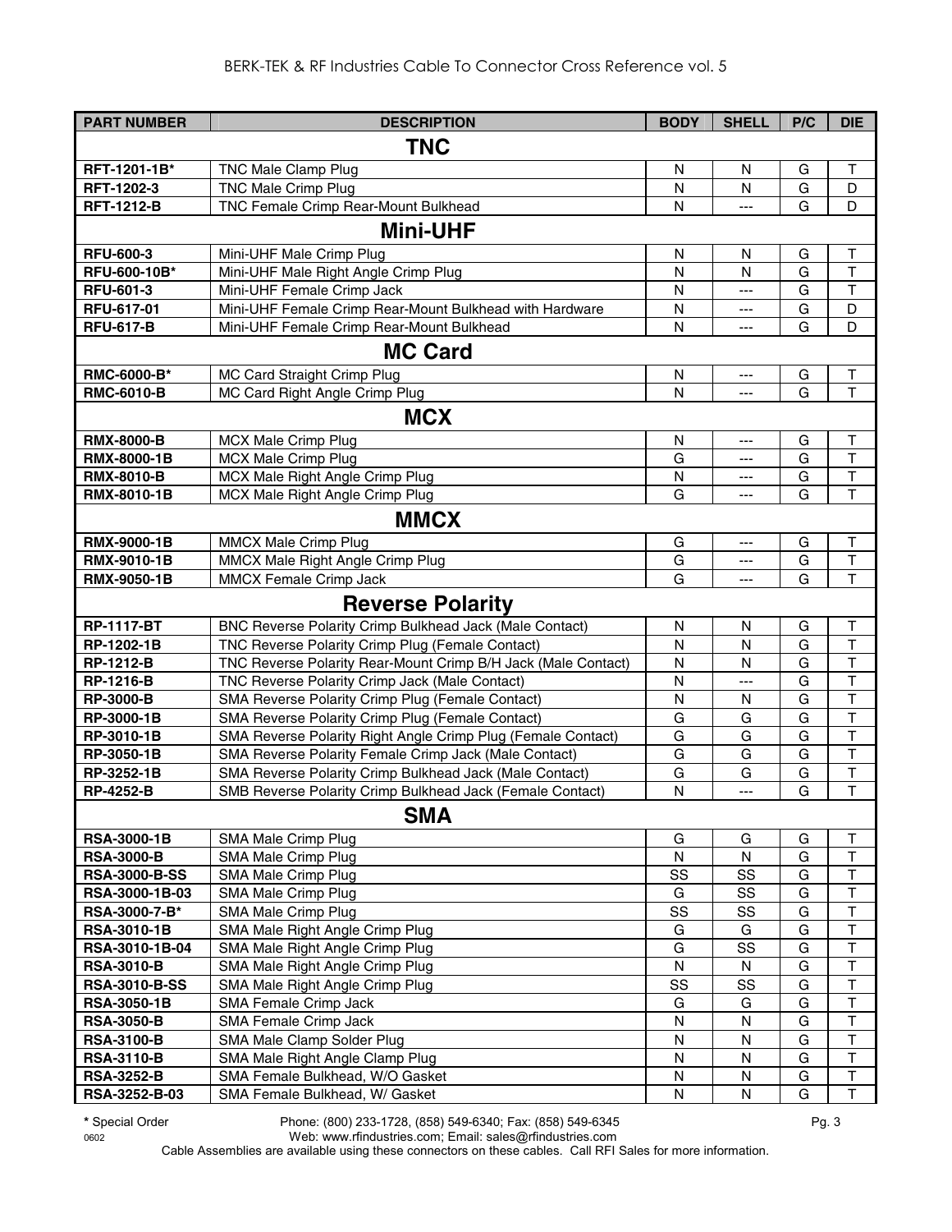| PART NUMBER | DESCRIPTION | BODY | SHELL | P/C | DIE |
|---|---|---|---|---|---|
| **TNC** | | | | | |
| RFT-1201-1B* | TNC Male Clamp Plug | N | N | G | T |
| RFT-1202-3 | TNC Male Crimp Plug | N | N | G | D |
| RFT-1212-B | TNC Female Crimp Rear-Mount Bulkhead | N | --- | G | D |
| **Mini-UHF** | | | | | |
| RFU-600-3 | Mini-UHF Male Crimp Plug | N | N | G | T |
| RFU-600-10B* | Mini-UHF Male Right Angle Crimp Plug | N | N | G | T |
| RFU-601-3 | Mini-UHF Female Crimp Jack | N | --- | G | T |
| RFU-617-01 | Mini-UHF Female Crimp Rear-Mount Bulkhead with Hardware | N | --- | G | D |
| RFU-617-B | Mini-UHF Female Crimp Rear-Mount Bulkhead | N | --- | G | D |
| **MC Card** | | | | | |
| RMC-6000-B* | MC Card Straight Crimp Plug | N | --- | G | T |
| RMC-6010-B | MC Card Right Angle Crimp Plug | N | --- | G | T |
| **MCX** | | | | | |
| RMX-8000-B | MCX Male Crimp Plug | N | --- | G | T |
| RMX-8000-1B | MCX Male Crimp Plug | G | --- | G | T |
| RMX-8010-B | MCX Male Right Angle Crimp Plug | N | --- | G | T |
| RMX-8010-1B | MCX Male Right Angle Crimp Plug | G | --- | G | T |
| **MMCX** | | | | | |
| RMX-9000-1B | MMCX Male Crimp Plug | G | --- | G | T |
| RMX-9010-1B | MMCX Male Right Angle Crimp Plug | G | --- | G | T |
| RMX-9050-1B | MMCX Female Crimp Jack | G | --- | G | T |
| **Reverse Polarity** | | | | | |
| RP-1117-BT | BNC Reverse Polarity Crimp Bulkhead Jack (Male Contact) | N | N | G | T |
| RP-1202-1B | TNC Reverse Polarity Crimp Plug (Female Contact) | N | N | G | T |
| RP-1212-B | TNC Reverse Polarity Rear-Mount Crimp B/H Jack (Male Contact) | N | N | G | T |
| RP-1216-B | TNC Reverse Polarity Crimp Jack (Male Contact) | N | --- | G | T |
| RP-3000-B | SMA Reverse Polarity Crimp Plug (Female Contact) | N | N | G | T |
| RP-3000-1B | SMA Reverse Polarity Crimp Plug (Female Contact) | G | G | G | T |
| RP-3010-1B | SMA Reverse Polarity Right Angle Crimp Plug (Female Contact) | G | G | G | T |
| RP-3050-1B | SMA Reverse Polarity Female Crimp Jack (Male Contact) | G | G | G | T |
| RP-3252-1B | SMA Reverse Polarity Crimp Bulkhead Jack (Male Contact) | G | G | G | T |
| RP-4252-B | SMB Reverse Polarity Crimp Bulkhead Jack (Female Contact) | N | --- | G | T |
| **SMA** | | | | | |
| RSA-3000-1B | SMA Male Crimp Plug | G | G | G | T |
| RSA-3000-B | SMA Male Crimp Plug | N | N | G | T |
| RSA-3000-B-SS | SMA Male Crimp Plug | SS | SS | G | T |
| RSA-3000-1B-03 | SMA Male Crimp Plug | G | SS | G | T |
| RSA-3000-7-B* | SMA Male Crimp Plug | SS | SS | G | T |
| RSA-3010-1B | SMA Male Right Angle Crimp Plug | G | G | G | T |
| RSA-3010-1B-04 | SMA Male Right Angle Crimp Plug | G | SS | G | T |
| RSA-3010-B | SMA Male Right Angle Crimp Plug | N | N | G | T |
| RSA-3010-B-SS | SMA Male Right Angle Crimp Plug | SS | SS | G | T |
| RSA-3050-1B | SMA Female Crimp Jack | G | G | G | T |
| RSA-3050-B | SMA Female Crimp Jack | N | N | G | T |
| RSA-3100-B | SMA Male Clamp Solder Plug | N | N | G | T |
| RSA-3110-B | SMA Male Right Angle Clamp Plug | N | N | G | T |
| RSA-3252-B | SMA Female Bulkhead, W/O Gasket | N | N | G | T |
| RSA-3252-B-03 | SMA Female Bulkhead, W/ Gasket | N | N | G | T |

* Special Order

Phone: (800) 233-1728, (858) 549-6340; Fax: (858) 549-6345
Web: www.rfindustries.com; Email: sales@rfindustries.com

Cable Assemblies are available using these connectors on these cables. Call RFI Sales for more information.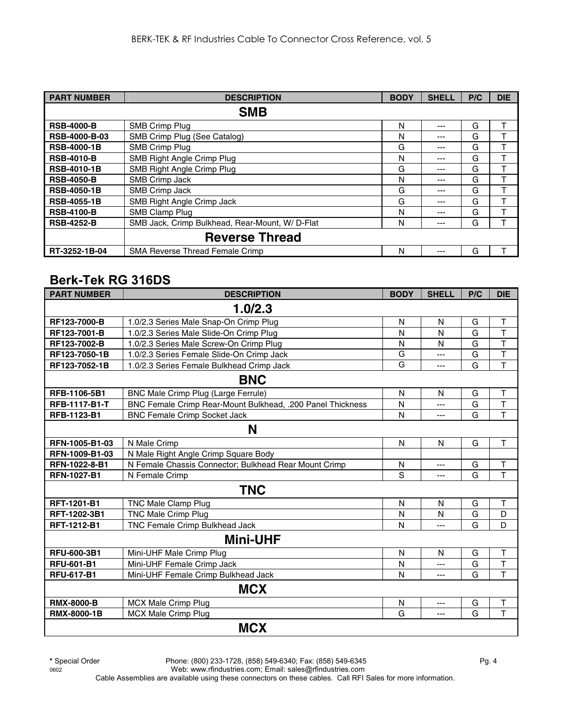| PART NUMBER | DESCRIPTION | BODY | SHELL | P/C | DIE |
|---|---|---|---|---|---|
| **SMB** | | | | | |
| **RSB-4000-B** | SMB Crimp Plug | N | --- | G | T |
| **RSB-4000-B-03** | SMB Crimp Plug (See Catalog) | N | --- | G | T |
| **RSB-4000-1B** | SMB Crimp Plug | G | --- | G | T |
| **RSB-4010-B** | SMB Right Angle Crimp Plug | N | --- | G | T |
| **RSB-4010-1B** | SMB Right Angle Crimp Plug | G | --- | G | T |
| **RSB-4050-B** | SMB Crimp Jack | N | --- | G | T |
| **RSB-4050-1B** | SMB Crimp Jack | G | --- | G | T |
| **RSB-4055-1B** | SMB Right Angle Crimp Jack | G | --- | G | T |
| **RSB-4100-B** | SMB Clamp Plug | N | --- | G | T |
| **RSB-4252-B** | SMB Jack, Crimp Bulkhead, Rear-Mount, W/ D-Flat | N | --- | G | T |
| | **Reverse Thread** | | | | |
| **RT-3252-1B-04** | SMA Reverse Thread Female Crimp | N | --- | G | T |

## Berk-Tek RG 316DS

| PART NUMBER | DESCRIPTION | BODY | SHELL | P/C | DIE |
|---|---|---|---|---|---|
| **1.0/2.3** | | | | | |
| **RF123-7000-B** | 1.0/2.3 Series Male Snap-On Crimp Plug | N | N | G | T |
| **RF123-7001-B** | 1.0/2.3 Series Male Slide-On Crimp Plug | N | N | G | T |
| **RF123-7002-B** | 1.0/2.3 Series Male Screw-On Crimp Plug | N | N | G | T |
| **RF123-7050-1B** | 1.0/2.3 Series Female Slide-On Crimp Jack | G | --- | G | T |
| **RF123-7052-1B** | 1.0/2.3 Series Female Bulkhead Crimp Jack | G | --- | G | T |
| **BNC** | | | | | |
| **RFB-1106-5B1** | BNC Male Crimp Plug (Large Ferrule) | N | N | G | T |
| **RFB-1117-B1-T** | BNC Female Crimp Rear-Mount Bulkhead, .200 Panel Thickness | N | --- | G | T |
| **RFB-1123-B1** | BNC Female Crimp Socket Jack | N | --- | G | T |
| **N** | | | | | |
| **RFN-1005-B1-03** | N Male Crimp | N | N | G | T |
| **RFN-1009-B1-03** | N Male Right Angle Crimp Square Body | | | | |
| **RFN-1022-8-B1** | N Female Chassis Connector; Bulkhead Rear Mount Crimp | N | --- | G | T |
| **RFN-1027-B1** | N Female Crimp | S | --- | G | T |
| **TNC** | | | | | |
| **RFT-1201-B1** | TNC Male Clamp Plug | N | N | G | T |
| **RFT-1202-3B1** | TNC Male Crimp Plug | N | N | G | D |
| **RFT-1212-B1** | TNC Female Crimp Bulkhead Jack | N | --- | G | D |
| **Mini-UHF** | | | | | |
| **RFU-600-3B1** | Mini-UHF Male Crimp Plug | N | N | G | T |
| **RFU-601-B1** | Mini-UHF Female Crimp Jack | N | --- | G | T |
| **RFU-617-B1** | Mini-UHF Female Crimp Bulkhead Jack | N | --- | G | T |
| **MCX** | | | | | |
| **RMX-8000-B** | MCX Male Crimp Plug | N | --- | G | T |
| **RMX-8000-1B** | MCX Male Crimp Plug | G | --- | G | T |
| **MCX** | | | | | |

**\*** Special Order

Phone: (800) 233-1728, (858) 549-6340; Fax: (858) 549-6345
Web: www.rfindustries.com; Email: sales@rfindustries.com
Cable Assemblies are available using these connectors on these cables. Call RFI Sales for more information.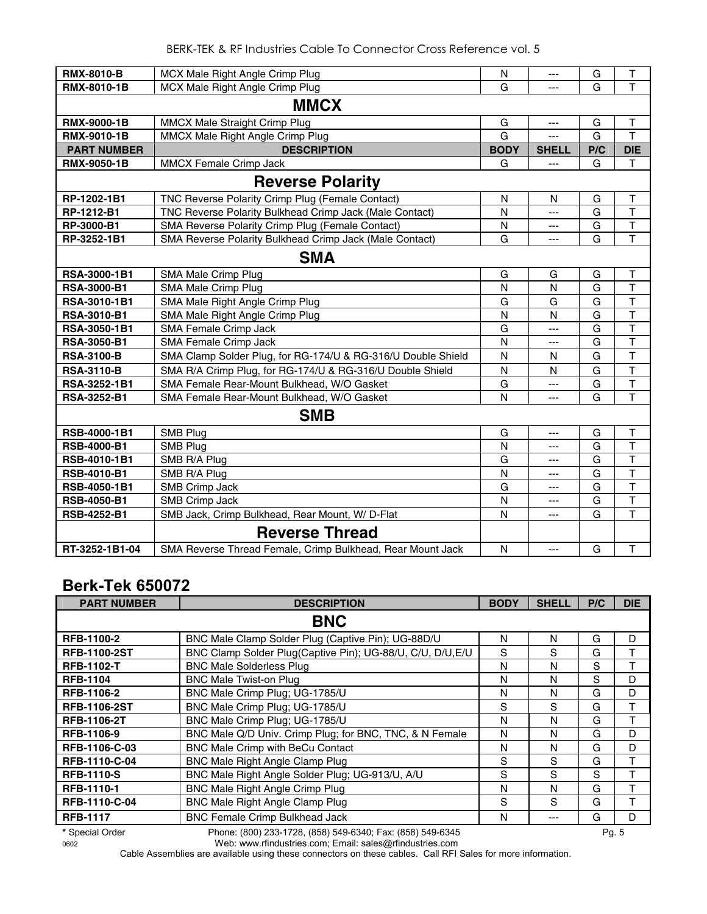| PART NUMBER | DESCRIPTION | BODY | SHELL | P/C | DIE |
|---|---|---|---|---|---|
| **RMX-8010-B** | MCX Male Right Angle Crimp Plug | N | --- | G | T |
| **RMX-8010-1B** | MCX Male Right Angle Crimp Plug | G | --- | G | T |
| | **MMCX** | | | | |
| **RMX-9000-1B** | MMCX Male Straight Crimp Plug | G | --- | G | T |
| **RMX-9010-1B** | MMCX Male Right Angle Crimp Plug | G | --- | G | T |
| **PART NUMBER** | **DESCRIPTION** | **BODY** | **SHELL** | **P/C** | **DIE** |
| **RMX-9050-1B** | MMCX Female Crimp Jack | G | --- | G | T |
| | **Reverse Polarity** | | | | |
| **RP-1202-1B1** | TNC Reverse Polarity Crimp Plug (Female Contact) | N | N | G | T |
| **RP-1212-B1** | TNC Reverse Polarity Bulkhead Crimp Jack (Male Contact) | N | --- | G | T |
| **RP-3000-B1** | SMA Reverse Polarity Crimp Plug (Female Contact) | N | --- | G | T |
| **RP-3252-1B1** | SMA Reverse Polarity Bulkhead Crimp Jack (Male Contact) | G | --- | G | T |
| | **SMA** | | | | |
| **RSA-3000-1B1** | SMA Male Crimp Plug | G | G | G | T |
| **RSA-3000-B1** | SMA Male Crimp Plug | N | N | G | T |
| **RSA-3010-1B1** | SMA Male Right Angle Crimp Plug | G | G | G | T |
| **RSA-3010-B1** | SMA Male Right Angle Crimp Plug | N | N | G | T |
| **RSA-3050-1B1** | SMA Female Crimp Jack | G | --- | G | T |
| **RSA-3050-B1** | SMA Female Crimp Jack | N | --- | G | T |
| **RSA-3100-B** | SMA Clamp Solder Plug, for RG-174/U & RG-316/U Double Shield | N | N | G | T |
| **RSA-3110-B** | SMA R/A Crimp Plug, for RG-174/U & RG-316/U Double Shield | N | N | G | T |
| **RSA-3252-1B1** | SMA Female Rear-Mount Bulkhead, W/O Gasket | G | --- | G | T |
| **RSA-3252-B1** | SMA Female Rear-Mount Bulkhead, W/O Gasket | N | --- | G | T |
| | **SMB** | | | | |
| **RSB-4000-1B1** | SMB Plug | G | --- | G | T |
| **RSB-4000-B1** | SMB Plug | N | --- | G | T |
| **RSB-4010-1B1** | SMB R/A Plug | G | --- | G | T |
| **RSB-4010-B1** | SMB R/A Plug | N | --- | G | T |
| **RSB-4050-1B1** | SMB Crimp Jack | G | --- | G | T |
| **RSB-4050-B1** | SMB Crimp Jack | N | --- | G | T |
| **RSB-4252-B1** | SMB Jack, Crimp Bulkhead, Rear Mount, W/ D-Flat | N | --- | G | T |
| | **Reverse Thread** | | | | |
| **RT-3252-1B1-04** | SMA Reverse Thread Female, Crimp Bulkhead, Rear Mount Jack | N | --- | G | T |

## Berk-Tek 650072

| PART NUMBER | DESCRIPTION | BODY | SHELL | P/C | DIE |
|---|---|---|---|---|---|
| | **BNC** | | | | |
| **RFB-1100-2** | BNC Male Clamp Solder Plug (Captive Pin); UG-88D/U | N | N | G | D |
| **RFB-1100-2ST** | BNC Clamp Solder Plug(Captive Pin); UG-88/U, C/U, D/U,E/U | S | S | G | T |
| **RFB-1102-T** | BNC Male Solderless Plug | N | N | S | T |
| **RFB-1104** | BNC Male Twist-on Plug | N | N | S | D |
| **RFB-1106-2** | BNC Male Crimp Plug; UG-1785/U | N | N | G | D |
| **RFB-1106-2ST** | BNC Male Crimp Plug; UG-1785/U | S | S | G | T |
| **RFB-1106-2T** | BNC Male Crimp Plug; UG-1785/U | N | N | G | T |
| **RFB-1106-9** | BNC Male Q/D Univ. Crimp Plug; for BNC, TNC, & N Female | N | N | G | D |
| **RFB-1106-C-03** | BNC Male Crimp with BeCu Contact | N | N | G | D |
| **RFB-1110-C-04** | BNC Male Right Angle Clamp Plug | S | S | G | T |
| **RFB-1110-S** | BNC Male Right Angle Solder Plug; UG-913/U, A/U | S | S | S | T |
| **RFB-1110-1** | BNC Male Right Angle Crimp Plug | N | N | G | T |
| **RFB-1110-C-04** | BNC Male Right Angle Clamp Plug | S | S | G | T |
| **RFB-1117** | BNC Female Crimp Bulkhead Jack | N | --- | G | D |

**\*** Special Order

Phone: (800) 233-1728, (858) 549-6340; Fax: (858) 549-6345

Web: www.rfindustries.com; Email: sales@rfindustries.com

Cable Assemblies are available using these connectors on these cables. Call RFI Sales for more information.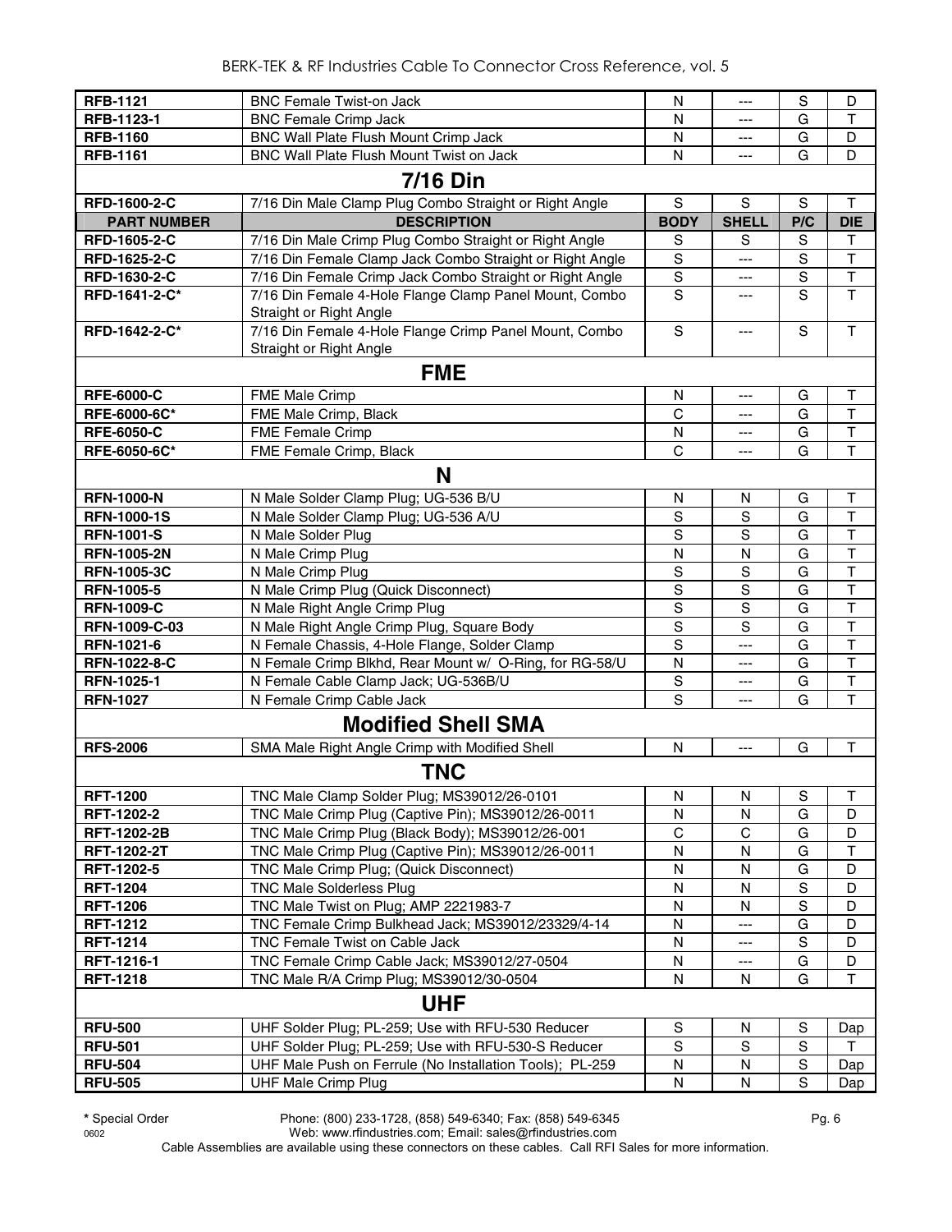| RFB-1121 | BNC Female Twist-on Jack | N | --- | S | D |
|---|---|---|---|---|---|
| RFB-1123-1 | BNC Female Crimp Jack | N | --- | G | T |
| RFB-1160 | BNC Wall Plate Flush Mount Crimp Jack | N | --- | G | D |
| RFB-1161 | BNC Wall Plate Flush Mount Twist on Jack | N | --- | G | D |
| | **7/16 Din** | | | | |
| RFD-1600-2-C | 7/16 Din Male Clamp Plug Combo Straight or Right Angle | S | S | S | T |
| **PART NUMBER** | **DESCRIPTION** | **BODY** | **SHELL** | **P/C** | **DIE** |
| RFD-1605-2-C | 7/16 Din Male Crimp Plug Combo Straight or Right Angle | S | S | S | T |
| RFD-1625-2-C | 7/16 Din Female Clamp Jack Combo Straight or Right Angle | S | --- | S | T |
| RFD-1630-2-C | 7/16 Din Female Crimp Jack Combo Straight or Right Angle | S | --- | S | T |
| RFD-1641-2-C* | 7/16 Din Female 4-Hole Flange Clamp Panel Mount, Combo Straight or Right Angle | S | --- | S | T |
| RFD-1642-2-C* | 7/16 Din Female 4-Hole Flange Crimp Panel Mount, Combo Straight or Right Angle | S | --- | S | T |
| | **FME** | | | | |
| RFE-6000-C | FME Male Crimp | N | --- | G | T |
| RFE-6000-6C* | FME Male Crimp, Black | C | --- | G | T |
| RFE-6050-C | FME Female Crimp | N | --- | G | T |
| RFE-6050-6C* | FME Female Crimp, Black | C | --- | G | T |
| | **N** | | | | |
| RFN-1000-N | N Male Solder Clamp Plug; UG-536 B/U | N | N | G | T |
| RFN-1000-1S | N Male Solder Clamp Plug; UG-536 A/U | S | S | G | T |
| RFN-1001-S | N Male Solder Plug | S | S | G | T |
| RFN-1005-2N | N Male Crimp Plug | N | N | G | T |
| RFN-1005-3C | N Male Crimp Plug | S | S | G | T |
| RFN-1005-5 | N Male Crimp Plug (Quick Disconnect) | S | S | G | T |
| RFN-1009-C | N Male Right Angle Crimp Plug | S | S | G | T |
| RFN-1009-C-03 | N Male Right Angle Crimp Plug, Square Body | S | S | G | T |
| RFN-1021-6 | N Female Chassis, 4-Hole Flange, Solder Clamp | S | --- | G | T |
| RFN-1022-8-C | N Female Crimp Blkhd, Rear Mount w/ O-Ring, for RG-58/U | N | --- | G | T |
| RFN-1025-1 | N Female Cable Clamp Jack; UG-536B/U | S | --- | G | T |
| RFN-1027 | N Female Crimp Cable Jack | S | --- | G | T |
| | **Modified Shell SMA** | | | | |
| RFS-2006 | SMA Male Right Angle Crimp with Modified Shell | N | --- | G | T |
| | **TNC** | | | | |
| RFT-1200 | TNC Male Clamp Solder Plug; MS39012/26-0101 | N | N | S | T |
| RFT-1202-2 | TNC Male Crimp Plug (Captive Pin); MS39012/26-0011 | N | N | G | D |
| RFT-1202-2B | TNC Male Crimp Plug (Black Body); MS39012/26-001 | C | C | G | D |
| RFT-1202-2T | TNC Male Crimp Plug (Captive Pin); MS39012/26-0011 | N | N | G | T |
| RFT-1202-5 | TNC Male Crimp Plug; (Quick Disconnect) | N | N | G | D |
| RFT-1204 | TNC Male Solderless Plug | N | N | S | D |
| RFT-1206 | TNC Male Twist on Plug; AMP 2221983-7 | N | N | S | D |
| RFT-1212 | TNC Female Crimp Bulkhead Jack; MS39012/23329/4-14 | N | --- | G | D |
| RFT-1214 | TNC Female Twist on Cable Jack | N | --- | S | D |
| RFT-1216-1 | TNC Female Crimp Cable Jack; MS39012/27-0504 | N | --- | G | D |
| RFT-1218 | TNC Male R/A Crimp Plug; MS39012/30-0504 | N | N | G | T |
| | **UHF** | | | | |
| RFU-500 | UHF Solder Plug; PL-259; Use with RFU-530 Reducer | S | N | S | Dap |
| RFU-501 | UHF Solder Plug; PL-259; Use with RFU-530-S Reducer | S | S | S | T |
| RFU-504 | UHF Male Push on Ferrule (No Installation Tools); PL-259 | N | N | S | Dap |
| RFU-505 | UHF Male Crimp Plug | N | N | S | Dap |

* Special Order
0602

Phone: (800) 233-1728, (858) 549-6340; Fax: (858) 549-6345
Web: www.rfindustries.com; Email: sales@rfindustries.com

Cable Assemblies are available using these connectors on these cables. Call RFI Sales for more information.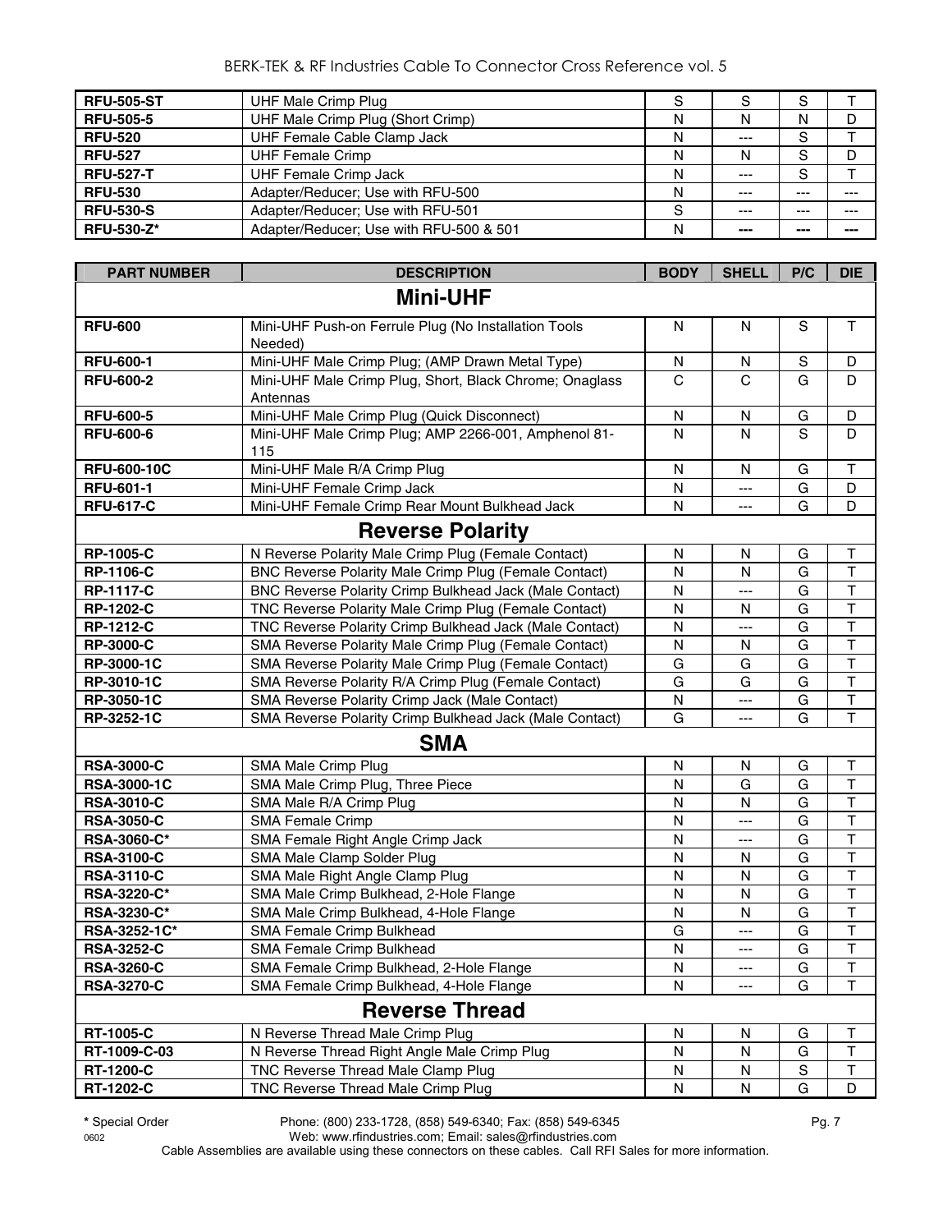| | | | | | |
|---|---|---|---|---|---|
| **RFU-505-ST** | UHF Male Crimp Plug | S | S | S | T |
| **RFU-505-5** | UHF Male Crimp Plug (Short Crimp) | N | N | N | D |
| **RFU-520** | UHF Female Cable Clamp Jack | N | --- | S | T |
| **RFU-527** | UHF Female Crimp | N | N | S | D |
| **RFU-527-T** | UHF Female Crimp Jack | N | --- | S | T |
| **RFU-530** | Adapter/Reducer; Use with RFU-500 | N | --- | --- | --- |
| **RFU-530-S** | Adapter/Reducer; Use with RFU-501 | S | --- | --- | --- |
| **RFU-530-Z*** | Adapter/Reducer; Use with RFU-500 & 501 | N | --- | --- | --- |

| PART NUMBER | DESCRIPTION | BODY | SHELL | P/C | DIE |
|---|---|---|---|---|---|
| **Mini-UHF** | | | | | |
| **RFU-600** | Mini-UHF Push-on Ferrule Plug (No Installation Tools Needed) | N | N | S | T |
| **RFU-600-1** | Mini-UHF Male Crimp Plug; (AMP Drawn Metal Type) | N | N | S | D |
| **RFU-600-2** | Mini-UHF Male Crimp Plug, Short, Black Chrome; Onaglass Antennas | C | C | G | D |
| **RFU-600-5** | Mini-UHF Male Crimp Plug (Quick Disconnect) | N | N | G | D |
| **RFU-600-6** | Mini-UHF Male Crimp Plug; AMP 2266-001, Amphenol 81-115 | N | N | S | D |
| **RFU-600-10C** | Mini-UHF Male R/A Crimp Plug | N | N | G | T |
| **RFU-601-1** | Mini-UHF Female Crimp Jack | N | --- | G | D |
| **RFU-617-C** | Mini-UHF Female Crimp Rear Mount Bulkhead Jack | N | --- | G | D |
| **Reverse Polarity** | | | | | |
| **RP-1005-C** | N Reverse Polarity Male Crimp Plug (Female Contact) | N | N | G | T |
| **RP-1106-C** | BNC Reverse Polarity Male Crimp Plug (Female Contact) | N | N | G | T |
| **RP-1117-C** | BNC Reverse Polarity Crimp Bulkhead Jack (Male Contact) | N | --- | G | T |
| **RP-1202-C** | TNC Reverse Polarity Male Crimp Plug (Female Contact) | N | N | G | T |
| **RP-1212-C** | TNC Reverse Polarity Crimp Bulkhead Jack (Male Contact) | N | --- | G | T |
| **RP-3000-C** | SMA Reverse Polarity Male Crimp Plug (Female Contact) | N | N | G | T |
| **RP-3000-1C** | SMA Reverse Polarity Male Crimp Plug (Female Contact) | G | G | G | T |
| **RP-3010-1C** | SMA Reverse Polarity R/A Crimp Plug (Female Contact) | G | G | G | T |
| **RP-3050-1C** | SMA Reverse Polarity Crimp Jack (Male Contact) | N | --- | G | T |
| **RP-3252-1C** | SMA Reverse Polarity Crimp Bulkhead Jack (Male Contact) | G | --- | G | T |
| **SMA** | | | | | |
| **RSA-3000-C** | SMA Male Crimp Plug | N | N | G | T |
| **RSA-3000-1C** | SMA Male Crimp Plug, Three Piece | N | G | G | T |
| **RSA-3010-C** | SMA Male R/A Crimp Plug | N | N | G | T |
| **RSA-3050-C** | SMA Female Crimp | N | --- | G | T |
| **RSA-3060-C*** | SMA Female Right Angle Crimp Jack | N | --- | G | T |
| **RSA-3100-C** | SMA Male Clamp Solder Plug | N | N | G | T |
| **RSA-3110-C** | SMA Male Right Angle Clamp Plug | N | N | G | T |
| **RSA-3220-C*** | SMA Male Crimp Bulkhead, 2-Hole Flange | N | N | G | T |
| **RSA-3230-C*** | SMA Male Crimp Bulkhead, 4-Hole Flange | N | N | G | T |
| **RSA-3252-1C*** | SMA Female Crimp Bulkhead | G | --- | G | T |
| **RSA-3252-C** | SMA Female Crimp Bulkhead | N | --- | G | T |
| **RSA-3260-C** | SMA Female Crimp Bulkhead, 2-Hole Flange | N | --- | G | T |
| **RSA-3270-C** | SMA Female Crimp Bulkhead, 4-Hole Flange | N | --- | G | T |
| **Reverse Thread** | | | | | |
| **RT-1005-C** | N Reverse Thread Male Crimp Plug | N | N | G | T |
| **RT-1009-C-03** | N Reverse Thread Right Angle Male Crimp Plug | N | N | G | T |
| **RT-1200-C** | TNC Reverse Thread Male Clamp Plug | N | N | S | T |
| **RT-1202-C** | TNC Reverse Thread Male Crimp Plug | N | N | G | D |

* Special Order Phone: (800) 233-1728, (858) 549-6340; Fax: (858) 549-6345
0602 Web: www.rfindustries.com; Email: sales@rfindustries.com
Cable Assemblies are available using these connectors on these cables. Call RFI Sales for more information.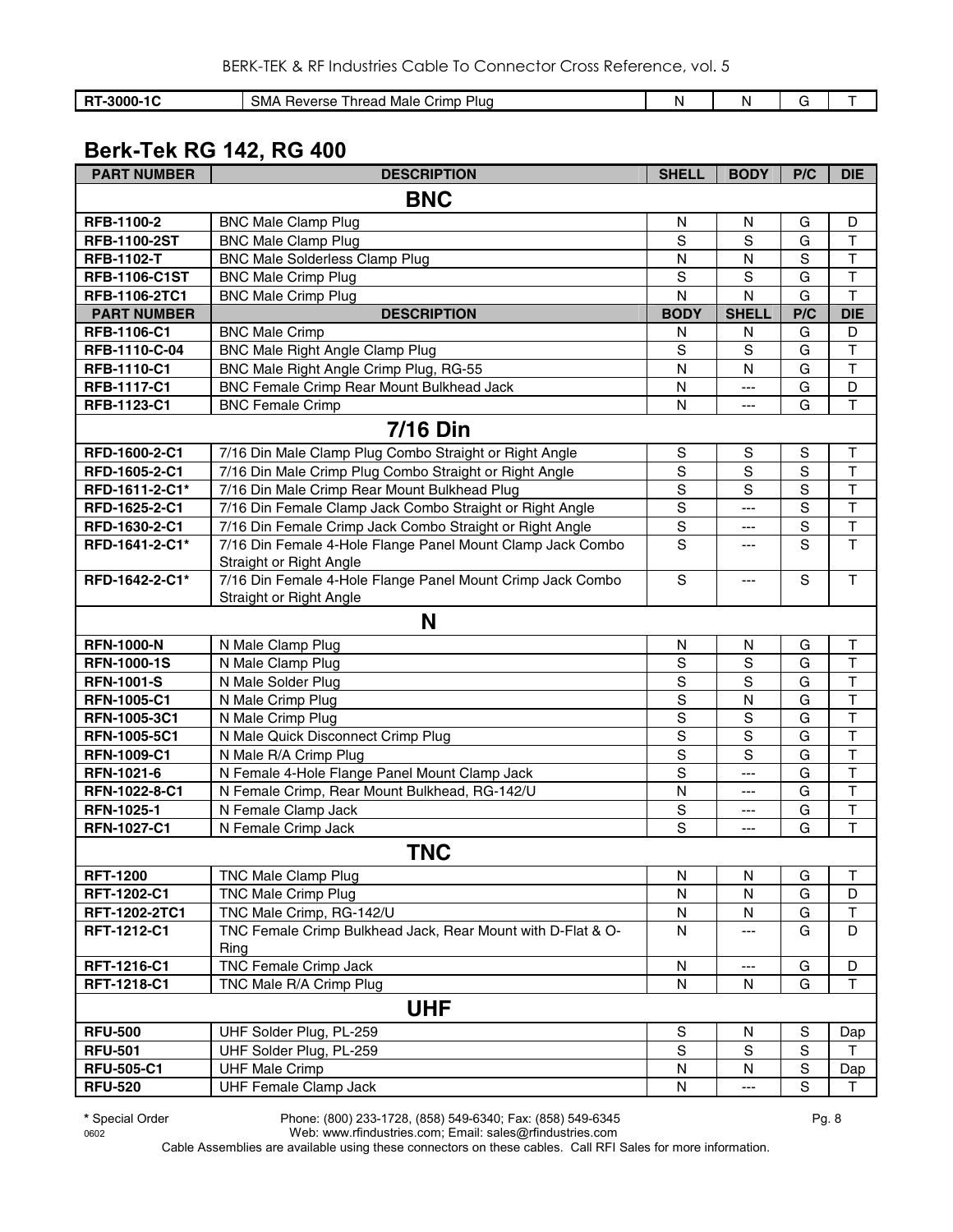| RT-3000-1C | SMA Reverse Thread Male Crimp Plug | N | N | G | T |
|---|---|---|---|---|---|

## Berk-Tek RG 142, RG 400

| PART NUMBER | DESCRIPTION | SHELL | BODY | P/C | DIE |
|---|---|---|---|---|---|
| | **BNC** | | | | |
| RFB-1100-2 | BNC Male Clamp Plug | N | N | G | D |
| RFB-1100-2ST | BNC Male Clamp Plug | S | S | G | T |
| RFB-1102-T | BNC Male Solderless Clamp Plug | N | N | S | T |
| RFB-1106-C1ST | BNC Male Crimp Plug | S | S | G | T |
| RFB-1106-2TC1 | BNC Male Crimp Plug | N | N | G | T |
| **PART NUMBER** | **DESCRIPTION** | **BODY** | **SHELL** | **P/C** | **DIE** |
| RFB-1106-C1 | BNC Male Crimp | N | N | G | D |
| RFB-1110-C-04 | BNC Male Right Angle Clamp Plug | S | S | G | T |
| RFB-1110-C1 | BNC Male Right Angle Crimp Plug, RG-55 | N | N | G | T |
| RFB-1117-C1 | BNC Female Crimp Rear Mount Bulkhead Jack | N | --- | G | D |
| RFB-1123-C1 | BNC Female Crimp | N | --- | G | T |
| | **7/16 Din** | | | | |
| RFD-1600-2-C1 | 7/16 Din Male Clamp Plug Combo Straight or Right Angle | S | S | S | T |
| RFD-1605-2-C1 | 7/16 Din Male Crimp Plug Combo Straight or Right Angle | S | S | S | T |
| RFD-1611-2-C1* | 7/16 Din Male Crimp Rear Mount Bulkhead Plug | S | S | S | T |
| RFD-1625-2-C1 | 7/16 Din Female Clamp Jack Combo Straight or Right Angle | S | --- | S | T |
| RFD-1630-2-C1 | 7/16 Din Female Crimp Jack Combo Straight or Right Angle | S | --- | S | T |
| RFD-1641-2-C1* | 7/16 Din Female 4-Hole Flange Panel Mount Clamp Jack Combo Straight or Right Angle | S | --- | S | T |
| RFD-1642-2-C1* | 7/16 Din Female 4-Hole Flange Panel Mount Crimp Jack Combo Straight or Right Angle | S | --- | S | T |
| | **N** | | | | |
| RFN-1000-N | N Male Clamp Plug | N | N | G | T |
| RFN-1000-1S | N Male Clamp Plug | S | S | G | T |
| RFN-1001-S | N Male Solder Plug | S | S | G | T |
| RFN-1005-C1 | N Male Crimp Plug | S | N | G | T |
| RFN-1005-3C1 | N Male Crimp Plug | S | S | G | T |
| RFN-1005-5C1 | N Male Quick Disconnect Crimp Plug | S | S | G | T |
| RFN-1009-C1 | N Male R/A Crimp Plug | S | S | G | T |
| RFN-1021-6 | N Female 4-Hole Flange Panel Mount Clamp Jack | S | --- | G | T |
| RFN-1022-8-C1 | N Female Crimp, Rear Mount Bulkhead, RG-142/U | N | --- | G | T |
| RFN-1025-1 | N Female Clamp Jack | S | --- | G | T |
| RFN-1027-C1 | N Female Crimp Jack | S | --- | G | T |
| | **TNC** | | | | |
| RFT-1200 | TNC Male Clamp Plug | N | N | G | T |
| RFT-1202-C1 | TNC Male Crimp Plug | N | N | G | D |
| RFT-1202-2TC1 | TNC Male Crimp, RG-142/U | N | N | G | T |
| RFT-1212-C1 | TNC Female Crimp Bulkhead Jack, Rear Mount with D-Flat & O-Ring | N | --- | G | D |
| RFT-1216-C1 | TNC Female Crimp Jack | N | --- | G | D |
| RFT-1218-C1 | TNC Male R/A Crimp Plug | N | N | G | T |
| | **UHF** | | | | |
| RFU-500 | UHF Solder Plug, PL-259 | S | N | S | Dap |
| RFU-501 | UHF Solder Plug, PL-259 | S | S | S | T |
| RFU-505-C1 | UHF Male Crimp | N | N | S | Dap |
| RFU-520 | UHF Female Clamp Jack | N | --- | S | T |

* Special Order

Phone: (800) 233-1728, (858) 549-6340; Fax: (858) 549-6345
Web: www.rfindustries.com; Email: sales@rfindustries.com

Cable Assemblies are available using these connectors on these cables. Call RFI Sales for more information.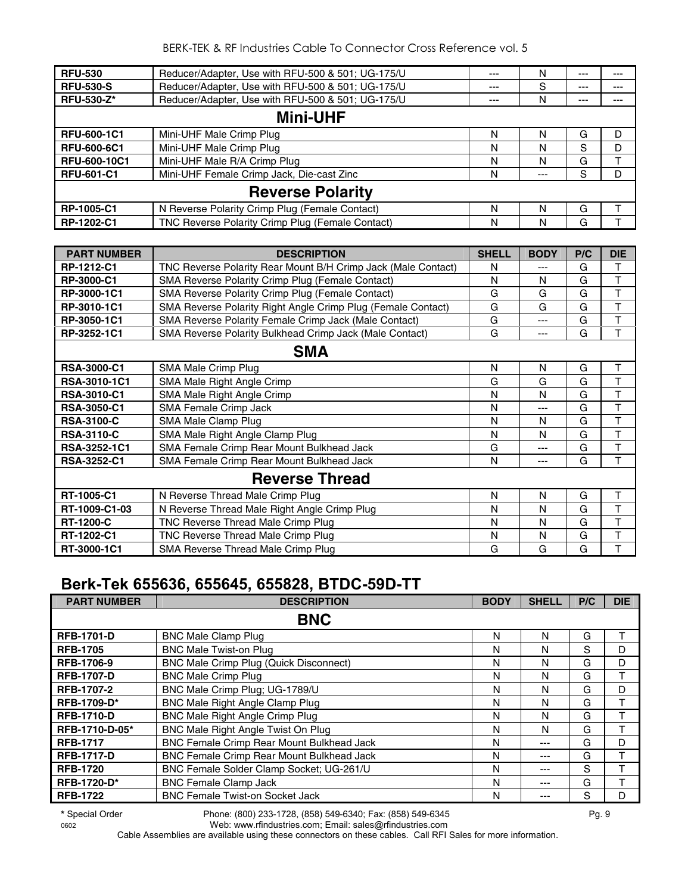| | | | | | |
|---|---|---|---|---|---|
| **RFU-530** | Reducer/Adapter, Use with RFU-500 & 501; UG-175/U | --- | N | --- | --- |
| **RFU-530-S** | Reducer/Adapter, Use with RFU-500 & 501; UG-175/U | --- | S | --- | --- |
| **RFU-530-Z*** | Reducer/Adapter, Use with RFU-500 & 501; UG-175/U | --- | N | --- | --- |
| | **Mini-UHF** | | | | |
| **RFU-600-1C1** | Mini-UHF Male Crimp Plug | N | N | G | D |
| **RFU-600-6C1** | Mini-UHF Male Crimp Plug | N | N | S | D |
| **RFU-600-10C1** | Mini-UHF Male R/A Crimp Plug | N | N | G | T |
| **RFU-601-C1** | Mini-UHF Female Crimp Jack, Die-cast Zinc | N | --- | S | D |
| | **Reverse Polarity** | | | | |
| **RP-1005-C1** | N Reverse Polarity Crimp Plug (Female Contact) | N | N | G | T |
| **RP-1202-C1** | TNC Reverse Polarity Crimp Plug (Female Contact) | N | N | G | T |

| PART NUMBER | DESCRIPTION | SHELL | BODY | P/C | DIE |
|---|---|---|---|---|---|
| **RP-1212-C1** | TNC Reverse Polarity Rear Mount B/H Crimp Jack (Male Contact) | N | --- | G | T |
| **RP-3000-C1** | SMA Reverse Polarity Crimp Plug (Female Contact) | N | N | G | T |
| **RP-3000-1C1** | SMA Reverse Polarity Crimp Plug (Female Contact) | G | G | G | T |
| **RP-3010-1C1** | SMA Reverse Polarity Right Angle Crimp Plug (Female Contact) | G | G | G | T |
| **RP-3050-1C1** | SMA Reverse Polarity Female Crimp Jack (Male Contact) | G | --- | G | T |
| **RP-3252-1C1** | SMA Reverse Polarity Bulkhead Crimp Jack (Male Contact) | G | --- | G | T |
| | **SMA** | | | | |
| **RSA-3000-C1** | SMA Male Crimp Plug | N | N | G | T |
| **RSA-3010-1C1** | SMA Male Right Angle Crimp | G | G | G | T |
| **RSA-3010-C1** | SMA Male Right Angle Crimp | N | N | G | T |
| **RSA-3050-C1** | SMA Female Crimp Jack | N | --- | G | T |
| **RSA-3100-C** | SMA Male Clamp Plug | N | N | G | T |
| **RSA-3110-C** | SMA Male Right Angle Clamp Plug | N | N | G | T |
| **RSA-3252-1C1** | SMA Female Crimp Rear Mount Bulkhead Jack | G | --- | G | T |
| **RSA-3252-C1** | SMA Female Crimp Rear Mount Bulkhead Jack | N | --- | G | T |
| | **Reverse Thread** | | | | |
| **RT-1005-C1** | N Reverse Thread Male Crimp Plug | N | N | G | T |
| **RT-1009-C1-03** | N Reverse Thread Male Right Angle Crimp Plug | N | N | G | T |
| **RT-1200-C** | TNC Reverse Thread Male Crimp Plug | N | N | G | T |
| **RT-1202-C1** | TNC Reverse Thread Male Crimp Plug | N | N | G | T |
| **RT-3000-1C1** | SMA Reverse Thread Male Crimp Plug | G | G | G | T |

## Berk-Tek 655636, 655645, 655828, BTDC-59D-TT

| PART NUMBER | DESCRIPTION | BODY | SHELL | P/C | DIE |
|---|---|---|---|---|---|
| | **BNC** | | | | |
| **RFB-1701-D** | BNC Male Clamp Plug | N | N | G | T |
| **RFB-1705** | BNC Male Twist-on Plug | N | N | S | D |
| **RFB-1706-9** | BNC Male Crimp Plug (Quick Disconnect) | N | N | G | D |
| **RFB-1707-D** | BNC Male Crimp Plug | N | N | G | T |
| **RFB-1707-2** | BNC Male Crimp Plug; UG-1789/U | N | N | G | D |
| **RFB-1709-D*** | BNC Male Right Angle Clamp Plug | N | N | G | T |
| **RFB-1710-D** | BNC Male Right Angle Crimp Plug | N | N | G | T |
| **RFB-1710-D-05*** | BNC Male Right Angle Twist On Plug | N | N | G | T |
| **RFB-1717** | BNC Female Crimp Rear Mount Bulkhead Jack | N | --- | G | D |
| **RFB-1717-D** | BNC Female Crimp Rear Mount Bulkhead Jack | N | --- | G | T |
| **RFB-1720** | BNC Female Solder Clamp Socket; UG-261/U | N | --- | S | T |
| **RFB-1720-D*** | BNC Female Clamp Jack | N | --- | G | T |
| **RFB-1722** | BNC Female Twist-on Socket Jack | N | --- | S | D |

**\*** Special Order Phone: (800) 233-1728, (858) 549-6340; Fax: (858) 549-6345
Web: www.rfindustries.com; Email: sales@rfindustries.com
Cable Assemblies are available using these connectors on these cables. Call RFI Sales for more information.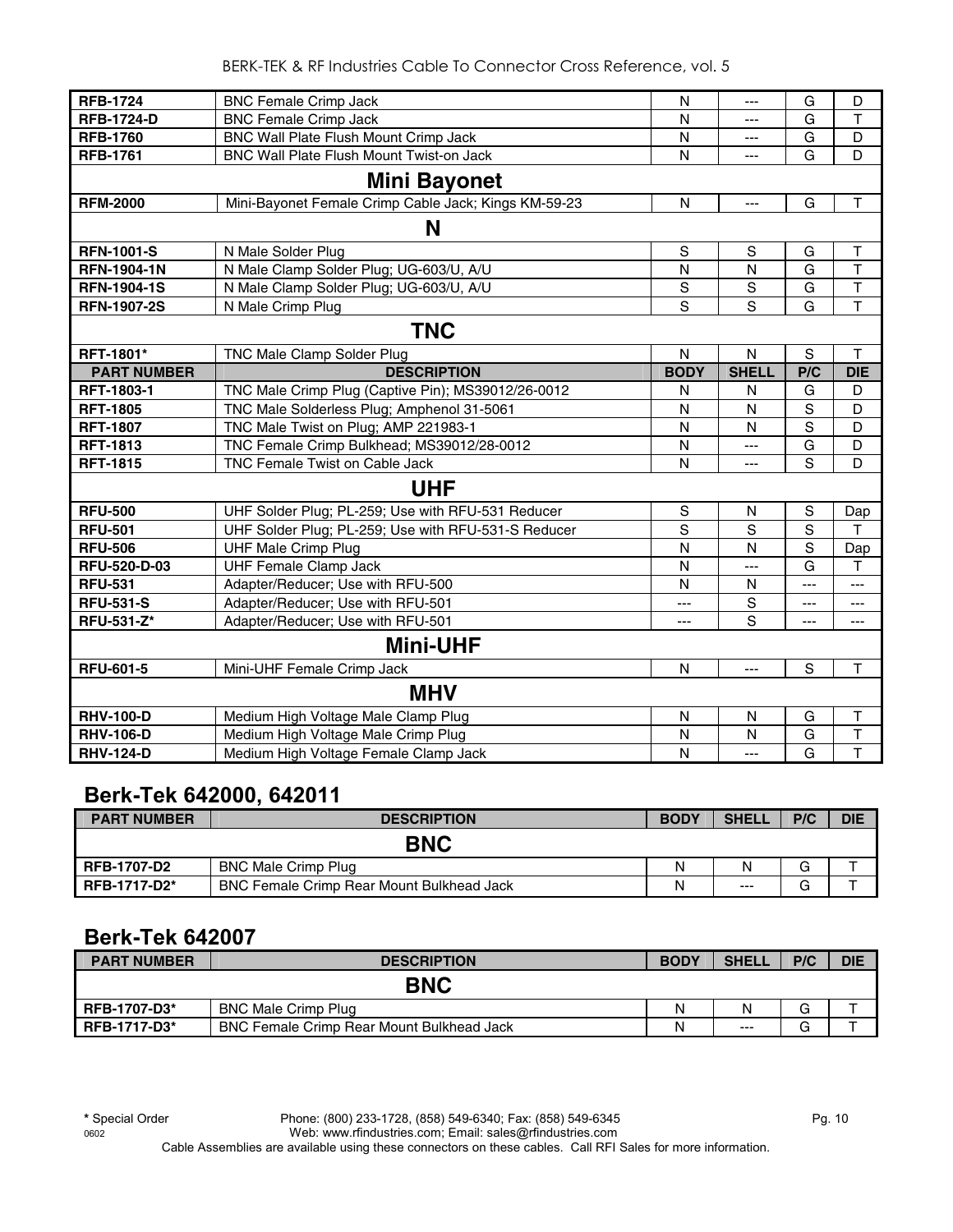| | | | | | |
|---|---|---|---|---|---|
| **RFB-1724** | BNC Female Crimp Jack | N | --- | G | D |
| **RFB-1724-D** | BNC Female Crimp Jack | N | --- | G | T |
| **RFB-1760** | BNC Wall Plate Flush Mount Crimp Jack | N | --- | G | D |
| **RFB-1761** | BNC Wall Plate Flush Mount Twist-on Jack | N | --- | G | D |
| | **Mini Bayonet** | | | | |
| **RFM-2000** | Mini-Bayonet Female Crimp Cable Jack; Kings KM-59-23 | N | --- | G | T |
| | **N** | | | | |
| **RFN-1001-S** | N Male Solder Plug | S | S | G | T |
| **RFN-1904-1N** | N Male Clamp Solder Plug; UG-603/U, A/U | N | N | G | T |
| **RFN-1904-1S** | N Male Clamp Solder Plug; UG-603/U, A/U | S | S | G | T |
| **RFN-1907-2S** | N Male Crimp Plug | S | S | G | T |
| | **TNC** | | | | |
| **RFT-1801*** | TNC Male Clamp Solder Plug | N | N | S | T |
| **PART NUMBER** | **DESCRIPTION** | **BODY** | **SHELL** | **P/C** | **DIE** |
| **RFT-1803-1** | TNC Male Crimp Plug (Captive Pin); MS39012/26-0012 | N | N | G | D |
| **RFT-1805** | TNC Male Solderless Plug; Amphenol 31-5061 | N | N | S | D |
| **RFT-1807** | TNC Male Twist on Plug; AMP 221983-1 | N | N | S | D |
| **RFT-1813** | TNC Female Crimp Bulkhead; MS39012/28-0012 | N | --- | G | D |
| **RFT-1815** | TNC Female Twist on Cable Jack | N | --- | S | D |
| | **UHF** | | | | |
| **RFU-500** | UHF Solder Plug; PL-259; Use with RFU-531 Reducer | S | N | S | Dap |
| **RFU-501** | UHF Solder Plug; PL-259; Use with RFU-531-S Reducer | S | S | S | T |
| **RFU-506** | UHF Male Crimp Plug | N | N | S | Dap |
| **RFU-520-D-03** | UHF Female Clamp Jack | N | --- | G | T |
| **RFU-531** | Adapter/Reducer; Use with RFU-500 | N | N | --- | --- |
| **RFU-531-S** | Adapter/Reducer; Use with RFU-501 | --- | S | --- | --- |
| **RFU-531-Z*** | Adapter/Reducer; Use with RFU-501 | --- | S | --- | --- |
| | **Mini-UHF** | | | | |
| **RFU-601-5** | Mini-UHF Female Crimp Jack | N | --- | S | T |
| | **MHV** | | | | |
| **RHV-100-D** | Medium High Voltage Male Clamp Plug | N | N | G | T |
| **RHV-106-D** | Medium High Voltage Male Crimp Plug | N | N | G | T |
| **RHV-124-D** | Medium High Voltage Female Clamp Jack | N | --- | G | T |

## Berk-Tek 642000, 642011

| PART NUMBER | DESCRIPTION | BODY | SHELL | P/C | DIE |
|---|---|---|---|---|---|
| | **BNC** | | | | |
| **RFB-1707-D2** | BNC Male Crimp Plug | N | N | G | T |
| **RFB-1717-D2*** | BNC Female Crimp Rear Mount Bulkhead Jack | N | --- | G | T |

## Berk-Tek 642007

| PART NUMBER | DESCRIPTION | BODY | SHELL | P/C | DIE |
|---|---|---|---|---|---|
| | **BNC** | | | | |
| **RFB-1707-D3*** | BNC Male Crimp Plug | N | N | G | T |
| **RFB-1717-D3*** | BNC Female Crimp Rear Mount Bulkhead Jack | N | --- | G | T |

**\*** Special Order

Phone: (800) 233-1728, (858) 549-6340; Fax: (858) 549-6345
Web: www.rfindustries.com; Email: sales@rfindustries.com
Cable Assemblies are available using these connectors on these cables. Call RFI Sales for more information.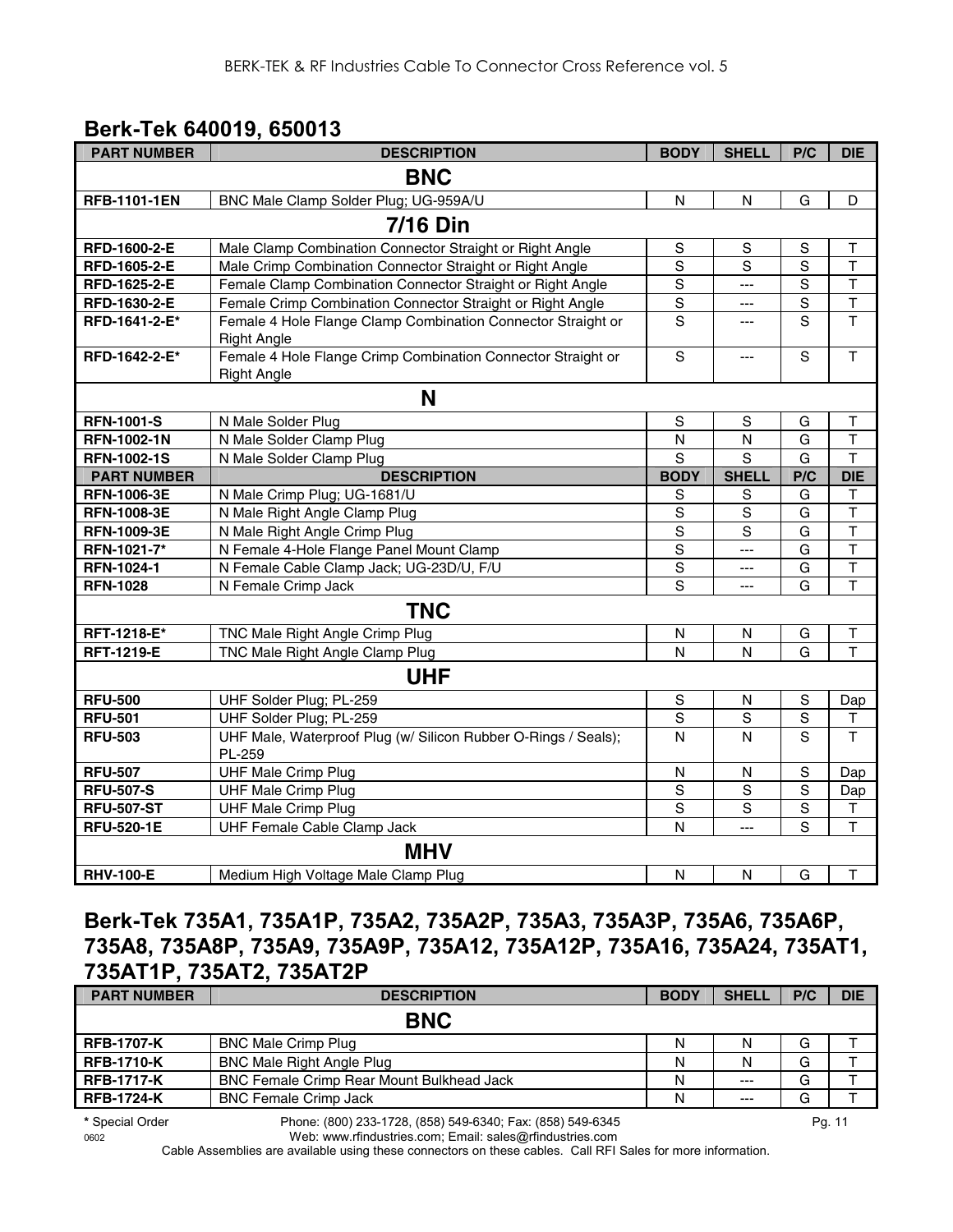## Berk-Tek 640019, 650013

| PART NUMBER | DESCRIPTION | BODY | SHELL | P/C | DIE |
|---|---|---|---|---|---|
| | **BNC** | | | | |
| RFB-1101-1EN | BNC Male Clamp Solder Plug; UG-959A/U | N | N | G | D |
| | **7/16 Din** | | | | |
| RFD-1600-2-E | Male Clamp Combination Connector Straight or Right Angle | S | S | S | T |
| RFD-1605-2-E | Male Crimp Combination Connector Straight or Right Angle | S | S | S | T |
| RFD-1625-2-E | Female Clamp Combination Connector Straight or Right Angle | S | --- | S | T |
| RFD-1630-2-E | Female Crimp Combination Connector Straight or Right Angle | S | --- | S | T |
| RFD-1641-2-E* | Female 4 Hole Flange Clamp Combination Connector Straight or Right Angle | S | --- | S | T |
| RFD-1642-2-E* | Female 4 Hole Flange Crimp Combination Connector Straight or Right Angle | S | --- | S | T |
| | **N** | | | | |
| RFN-1001-S | N Male Solder Plug | S | S | G | T |
| RFN-1002-1N | N Male Solder Clamp Plug | N | N | G | T |
| RFN-1002-1S | N Male Solder Clamp Plug | S | S | G | T |
| RFN-1006-3E | N Male Crimp Plug; UG-1681/U | S | S | G | T |
| RFN-1008-3E | N Male Right Angle Clamp Plug | S | S | G | T |
| RFN-1009-3E | N Male Right Angle Crimp Plug | S | S | G | T |
| RFN-1021-7* | N Female 4-Hole Flange Panel Mount Clamp | S | --- | G | T |
| RFN-1024-1 | N Female Cable Clamp Jack; UG-23D/U, F/U | S | --- | G | T |
| RFN-1028 | N Female Crimp Jack | S | --- | G | T |
| | **TNC** | | | | |
| RFT-1218-E* | TNC Male Right Angle Crimp Plug | N | N | G | T |
| RFT-1219-E | TNC Male Right Angle Clamp Plug | N | N | G | T |
| | **UHF** | | | | |
| RFU-500 | UHF Solder Plug; PL-259 | S | N | S | Dap |
| RFU-501 | UHF Solder Plug; PL-259 | S | S | S | T |
| RFU-503 | UHF Male, Waterproof Plug (w/ Silicon Rubber O-Rings / Seals); PL-259 | N | N | S | T |
| RFU-507 | UHF Male Crimp Plug | N | N | S | Dap |
| RFU-507-S | UHF Male Crimp Plug | S | S | S | Dap |
| RFU-507-ST | UHF Male Crimp Plug | S | S | S | T |
| RFU-520-1E | UHF Female Cable Clamp Jack | N | --- | S | T |
| | **MHV** | | | | |
| RHV-100-E | Medium High Voltage Male Clamp Plug | N | N | G | T |

## Berk-Tek 735A1, 735A1P, 735A2, 735A2P, 735A3, 735A3P, 735A6, 735A6P, 735A8, 735A8P, 735A9, 735A9P, 735A12, 735A12P, 735A16, 735A24, 735AT1, 735AT1P, 735AT2, 735AT2P

| PART NUMBER | DESCRIPTION | BODY | SHELL | P/C | DIE |
|---|---|---|---|---|---|
| | **BNC** | | | | |
| RFB-1707-K | BNC Male Crimp Plug | N | N | G | T |
| RFB-1710-K | BNC Male Right Angle Plug | N | N | G | T |
| RFB-1717-K | BNC Female Crimp Rear Mount Bulkhead Jack | N | --- | G | T |
| RFB-1724-K | BNC Female Crimp Jack | N | --- | G | T |

* Special Order

Phone: (800) 233-1728, (858) 549-6340; Fax: (858) 549-6345
Web: www.rfindustries.com; Email: sales@rfindustries.com

Cable Assemblies are available using these connectors on these cables. Call RFI Sales for more information.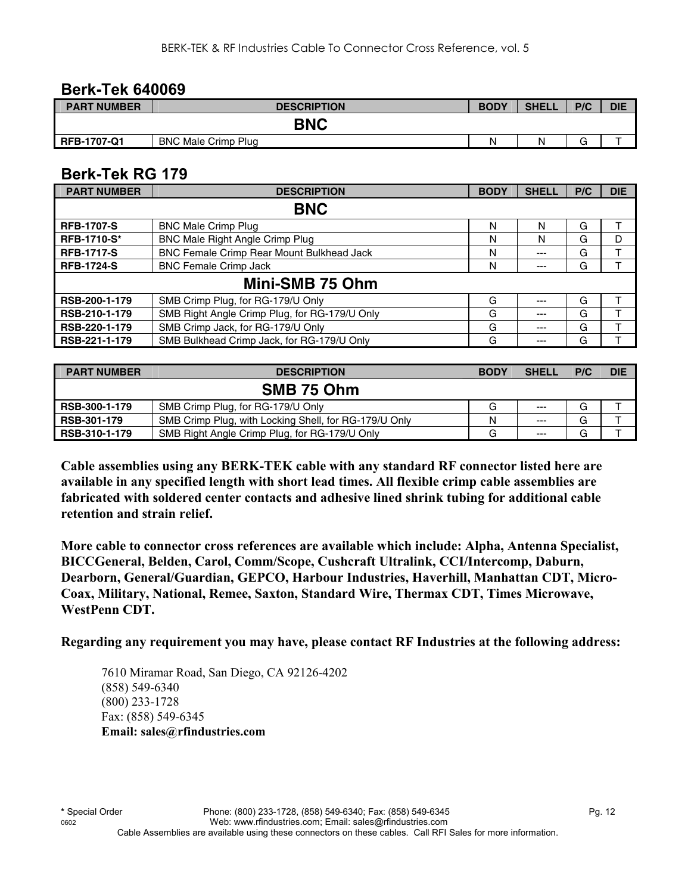## Berk-Tek 640069

| PART NUMBER | DESCRIPTION | BODY | SHELL | P/C | DIE |
|---|---|---|---|---|---|
| | **BNC** | | | | |
| RFB-1707-Q1 | BNC Male Crimp Plug | N | N | G | T |

## Berk-Tek RG 179

| PART NUMBER | DESCRIPTION | BODY | SHELL | P/C | DIE |
|---|---|---|---|---|---|
| | **BNC** | | | | |
| RFB-1707-S | BNC Male Crimp Plug | N | N | G | T |
| RFB-1710-S* | BNC Male Right Angle Crimp Plug | N | N | G | D |
| RFB-1717-S | BNC Female Crimp Rear Mount Bulkhead Jack | N | --- | G | T |
| RFB-1724-S | BNC Female Crimp Jack | N | --- | G | T |
| | **Mini-SMB 75 Ohm** | | | | |
| RSB-200-1-179 | SMB Crimp Plug, for RG-179/U Only | G | --- | G | T |
| RSB-210-1-179 | SMB Right Angle Crimp Plug, for RG-179/U Only | G | --- | G | T |
| RSB-220-1-179 | SMB Crimp Jack, for RG-179/U Only | G | --- | G | T |
| RSB-221-1-179 | SMB Bulkhead Crimp Jack, for RG-179/U Only | G | --- | G | T |

| PART NUMBER | DESCRIPTION | BODY | SHELL | P/C | DIE |
|---|---|---|---|---|---|
| | **SMB 75 Ohm** | | | | |
| RSB-300-1-179 | SMB Crimp Plug, for RG-179/U Only | G | --- | G | T |
| RSB-301-179 | SMB Crimp Plug, with Locking Shell, for RG-179/U Only | N | --- | G | T |
| RSB-310-1-179 | SMB Right Angle Crimp Plug, for RG-179/U Only | G | --- | G | T |

**Cable assemblies using any BERK-TEK cable with any standard RF connector listed here are available in any specified length with short lead times. All flexible crimp cable assemblies are fabricated with soldered center contacts and adhesive lined shrink tubing for additional cable retention and strain relief.**

**More cable to connector cross references are available which include: Alpha, Antenna Specialist, BICCGeneral, Belden, Carol, Comm/Scope, Cushcraft Ultralink, CCI/Intercomp, Daburn, Dearborn, General/Guardian, GEPCO, Harbour Industries, Haverhill, Manhattan CDT, Micro-Coax, Military, National, Remee, Saxton, Standard Wire, Thermax CDT, Times Microwave, WestPenn CDT.**

**Regarding any requirement you may have, please contact RF Industries at the following address:**

7610 Miramar Road, San Diego, CA 92126-4202
(858) 549-6340
(800) 233-1728
Fax: (858) 549-6345
**Email: sales@rfindustries.com**

* Special Order

Cable Assemblies are available using these connectors on these cables. Call RFI Sales for more information.